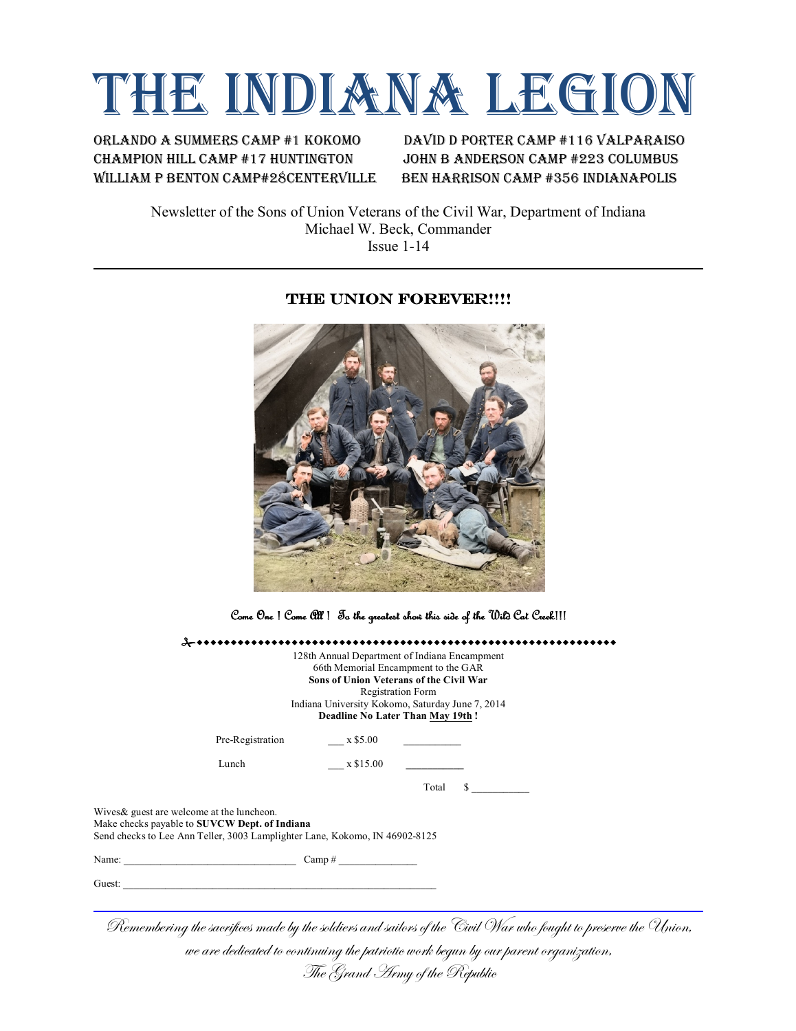# THE INDIANA LEGION

ORLANDO A SUMMERS CAMP #1 KOKOMO
CHAMPION HILL CAMP #17 HUNTINGTON
WILLIAM P BENTON CAMP#28CENTERVILLE
DAVID D PORTER CAMP #116 VALPARAISO
JOHN B ANDERSON CAMP #223 COLUMBUS
BEN HARRISON CAMP #356 INDIANAPOLIS

Newsletter of the Sons of Union Veterans of the Civil War, Department of Indiana
Michael W. Beck, Commander
Issue 1-14

---

## THE UNION FOREVER!!!!

*Come One ! Come All ! To the greatest show this side of the Wild Cat Creek!!!*

128th Annual Department of Indiana Encampment
66th Memorial Encampment to the GAR
**Sons of Union Veterans of the Civil War**
Registration Form
Indiana University Kokomo, Saturday June 7, 2014
**Deadline No Later Than May 19th !**

| | | |
|---|---|---|
| Pre-Registration | ___ x $5.00 | __________ |
| Lunch | ___ x $15.00 | __________ |
| | Total | $ __________ |

Wives& guest are welcome at the luncheon.
Make checks payable to **SUVCW Dept. of Indiana**
Send checks to Lee Ann Teller, 3003 Lamplighter Lane, Kokomo, IN 46902-8125

Name: ______________________________ Camp # ______________

Guest: ________________________________________________________

---

*Remembering the sacrifices made by the soldiers and sailors of the Civil War who fought to preserve the Union, we are dedicated to continuing the patriotic work begun by our parent organization, The Grand Army of the Republic*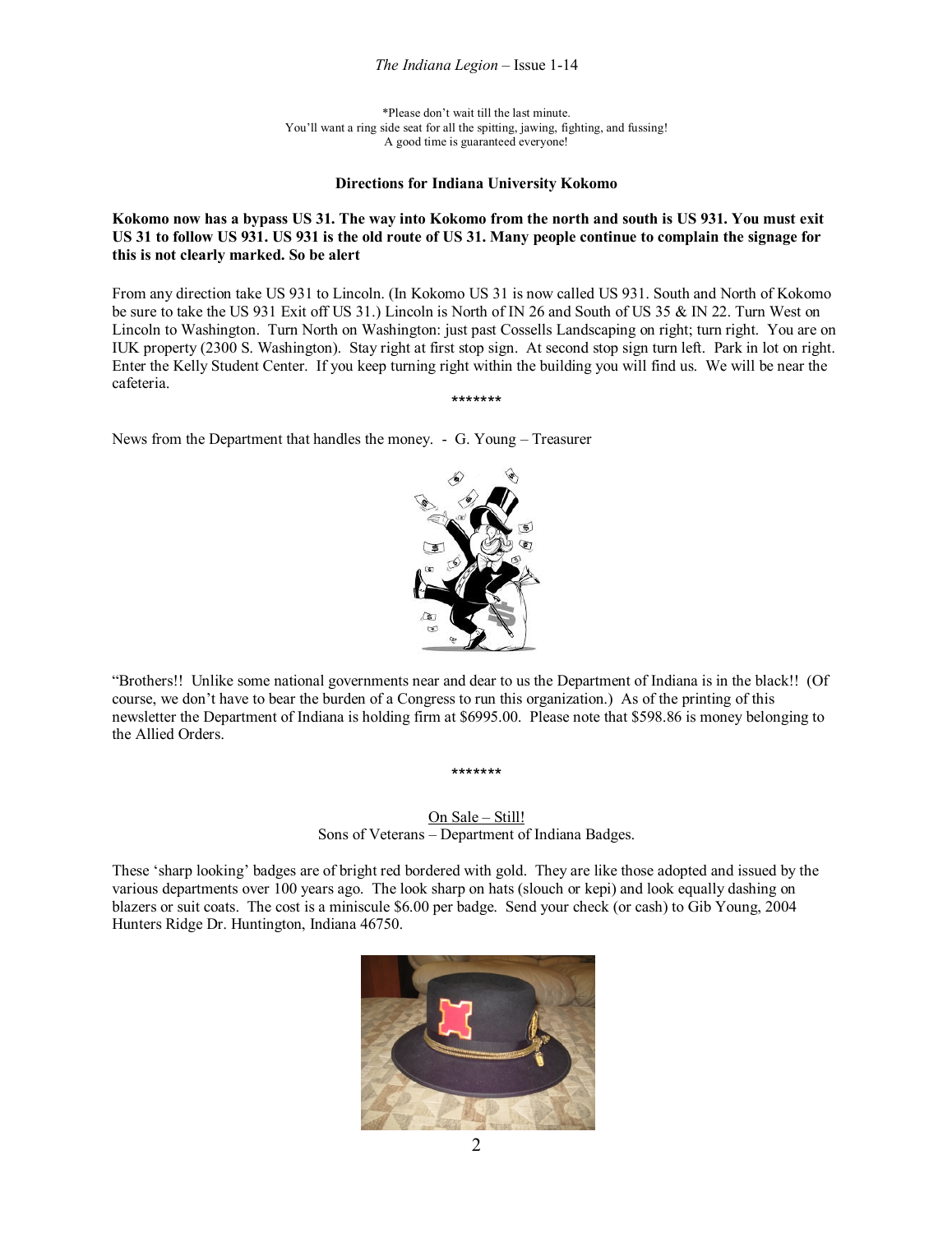*Please don't wait till the last minute.
You'll want a ring side seat for all the spitting, jawing, fighting, and fussing!
A good time is guaranteed everyone!

**Directions for Indiana University Kokomo**

**Kokomo now has a bypass US 31. The way into Kokomo from the north and south is US 931. You must exit US 31 to follow US 931. US 931 is the old route of US 31. Many people continue to complain the signage for this is not clearly marked. So be alert**

From any direction take US 931 to Lincoln. (In Kokomo US 31 is now called US 931. South and North of Kokomo be sure to take the US 931 Exit off US 31.) Lincoln is North of IN 26 and South of US 35 & IN 22. Turn West on Lincoln to Washington. Turn North on Washington: just past Cossells Landscaping on right; turn right. You are on IUK property (2300 S. Washington). Stay right at first stop sign. At second stop sign turn left. Park in lot on right. Enter the Kelly Student Center. If you keep turning right within the building you will find us. We will be near the cafeteria.

*******

News from the Department that handles the money. - G. Young – Treasurer

"Brothers!! Unlike some national governments near and dear to us the Department of Indiana is in the black!! (Of course, we don't have to bear the burden of a Congress to run this organization.) As of the printing of this newsletter the Department of Indiana is holding firm at $6995.00. Please note that $598.86 is money belonging to the Allied Orders.

*******

On Sale – Still!
Sons of Veterans – Department of Indiana Badges.

These 'sharp looking' badges are of bright red bordered with gold. They are like those adopted and issued by the various departments over 100 years ago. The look sharp on hats (slouch or kepi) and look equally dashing on blazers or suit coats. The cost is a miniscule $6.00 per badge. Send your check (or cash) to Gib Young, 2004 Hunters Ridge Dr. Huntington, Indiana 46750.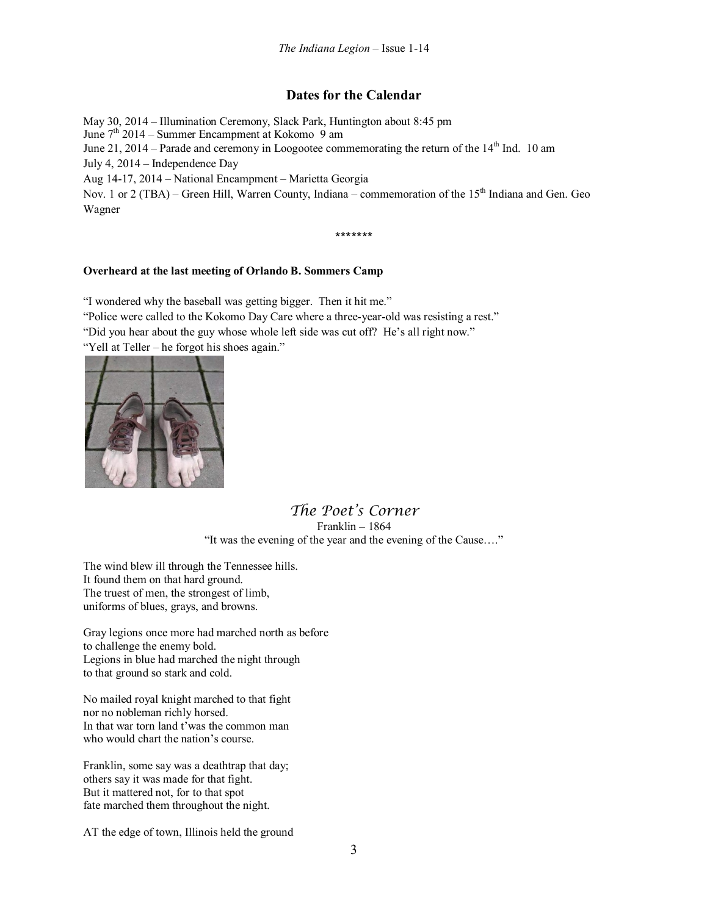## Dates for the Calendar

May 30, 2014 – Illumination Ceremony, Slack Park, Huntington about 8:45 pm
June 7th 2014 – Summer Encampment at Kokomo 9 am
June 21, 2014 – Parade and ceremony in Loogootee commemorating the return of the 14th Ind. 10 am
July 4, 2014 – Independence Day
Aug 14-17, 2014 – National Encampment – Marietta Georgia
Nov. 1 or 2 (TBA) – Green Hill, Warren County, Indiana – commemoration of the 15th Indiana and Gen. Geo Wagner

*******

**Overheard at the last meeting of Orlando B. Sommers Camp**

"I wondered why the baseball was getting bigger. Then it hit me."
"Police were called to the Kokomo Day Care where a three-year-old was resisting a rest."
"Did you hear about the guy whose whole left side was cut off? He's all right now."
"Yell at Teller – he forgot his shoes again."

## *The Poet's Corner*

Franklin – 1864

"It was the evening of the year and the evening of the Cause…."

The wind blew ill through the Tennessee hills.
It found them on that hard ground.
The truest of men, the strongest of limb,
uniforms of blues, grays, and browns.

Gray legions once more had marched north as before
to challenge the enemy bold.
Legions in blue had marched the night through
to that ground so stark and cold.

No mailed royal knight marched to that fight
nor no nobleman richly horsed.
In that war torn land t'was the common man
who would chart the nation's course.

Franklin, some say was a deathtrap that day;
others say it was made for that fight.
But it mattered not, for to that spot
fate marched them throughout the night.

AT the edge of town, Illinois held the ground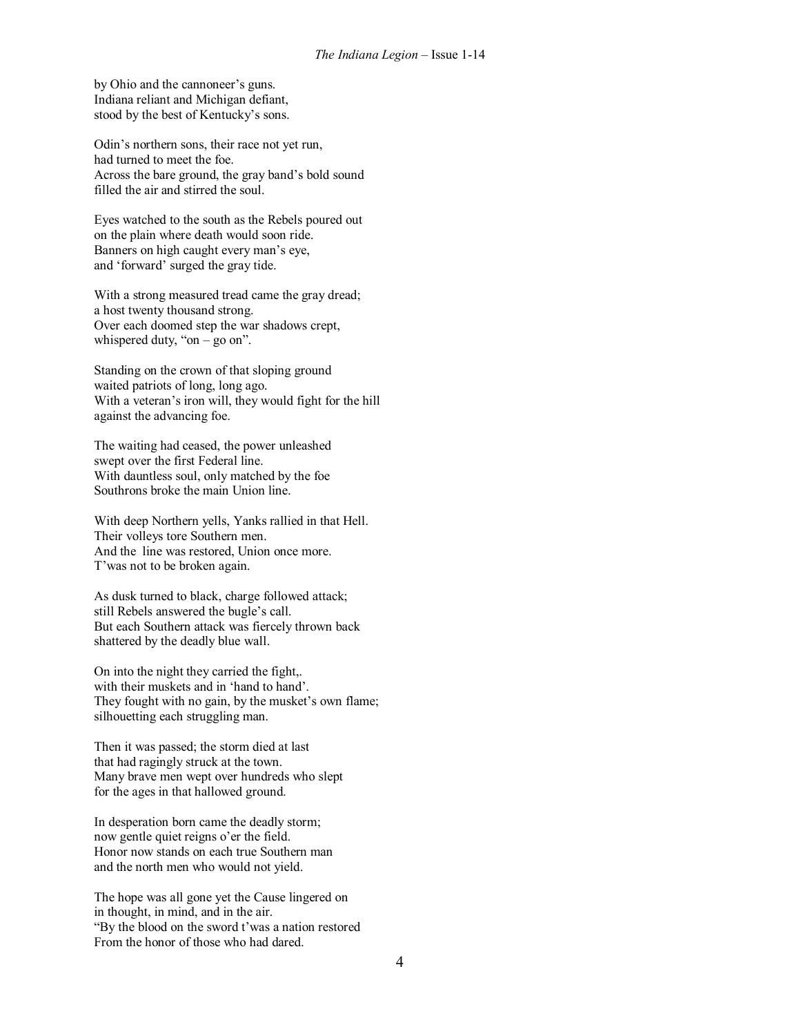by Ohio and the cannoneer's guns.
Indiana reliant and Michigan defiant,
stood by the best of Kentucky's sons.

Odin's northern sons, their race not yet run,
had turned to meet the foe.
Across the bare ground, the gray band's bold sound
filled the air and stirred the soul.

Eyes watched to the south as the Rebels poured out
on the plain where death would soon ride.
Banners on high caught every man's eye,
and 'forward' surged the gray tide.

With a strong measured tread came the gray dread;
a host twenty thousand strong.
Over each doomed step the war shadows crept,
whispered duty, "on – go on".

Standing on the crown of that sloping ground
waited patriots of long, long ago.
With a veteran's iron will, they would fight for the hill
against the advancing foe.

The waiting had ceased, the power unleashed
swept over the first Federal line.
With dauntless soul, only matched by the foe
Southrons broke the main Union line.

With deep Northern yells, Yanks rallied in that Hell.
Their volleys tore Southern men.
And the line was restored, Union once more.
T'was not to be broken again.

As dusk turned to black, charge followed attack;
still Rebels answered the bugle's call.
But each Southern attack was fiercely thrown back
shattered by the deadly blue wall.

On into the night they carried the fight,.
with their muskets and in 'hand to hand'.
They fought with no gain, by the musket's own flame;
silhouetting each struggling man.

Then it was passed; the storm died at last
that had ragingly struck at the town.
Many brave men wept over hundreds who slept
for the ages in that hallowed ground.

In desperation born came the deadly storm;
now gentle quiet reigns o'er the field.
Honor now stands on each true Southern man
and the north men who would not yield.

The hope was all gone yet the Cause lingered on
in thought, in mind, and in the air.
"By the blood on the sword t'was a nation restored
From the honor of those who had dared.